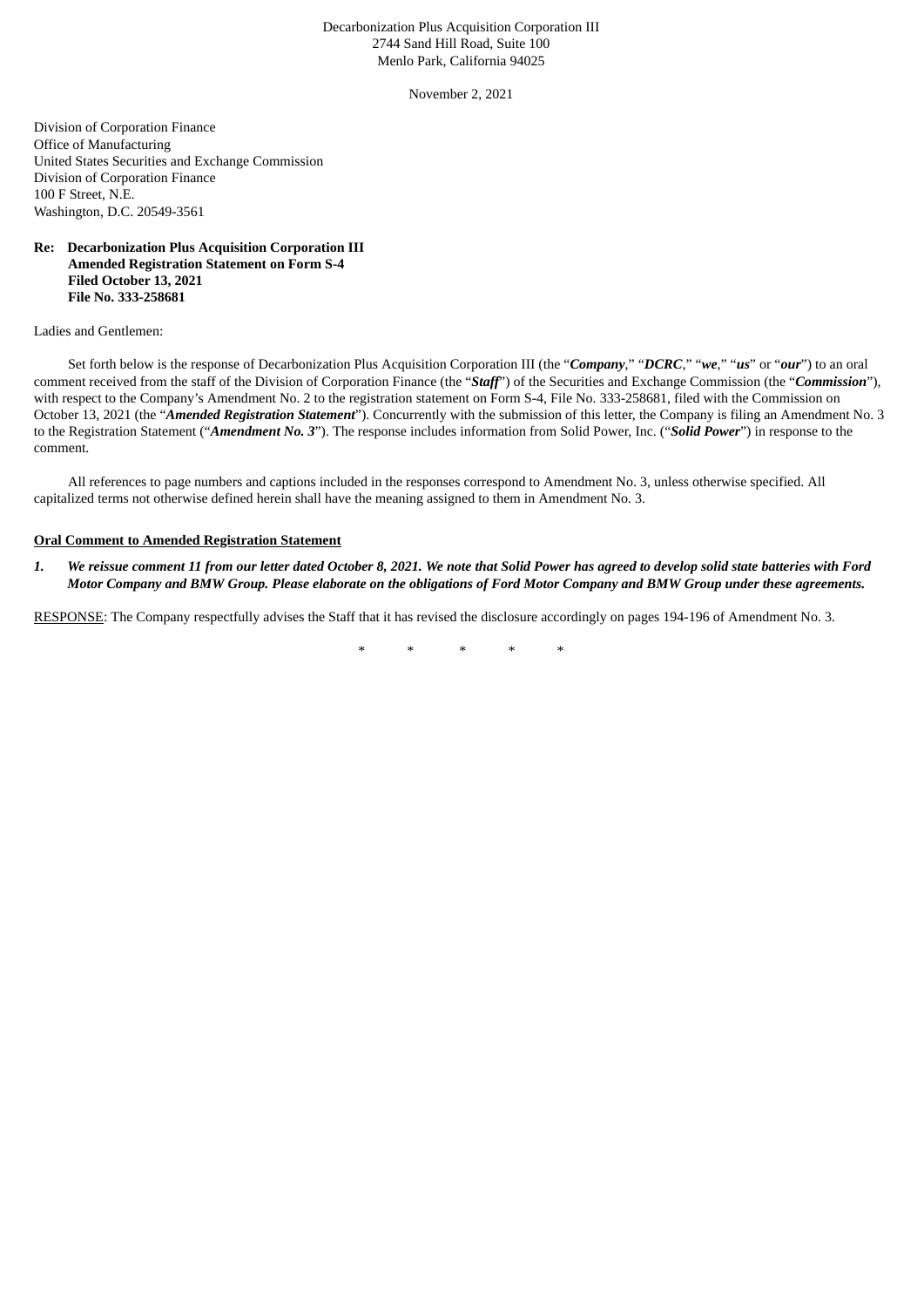Decarbonization Plus Acquisition Corporation III
2744 Sand Hill Road, Suite 100
Menlo Park, California 94025

November 2, 2021

Division of Corporation Finance
Office of Manufacturing
United States Securities and Exchange Commission
Division of Corporation Finance
100 F Street, N.E.
Washington, D.C. 20549-3561

**Re: Decarbonization Plus Acquisition Corporation III**
**Amended Registration Statement on Form S-4**
**Filed October 13, 2021**
**File No. 333-258681**

Ladies and Gentlemen:

Set forth below is the response of Decarbonization Plus Acquisition Corporation III (the "***Company***," "***DCRC***," "***we***," "***us***" or "***our***") to an oral comment received from the staff of the Division of Corporation Finance (the "***Staff***") of the Securities and Exchange Commission (the "***Commission***"), with respect to the Company's Amendment No. 2 to the registration statement on Form S-4, File No. 333-258681, filed with the Commission on October 13, 2021 (the "***Amended Registration Statement***"). Concurrently with the submission of this letter, the Company is filing an Amendment No. 3 to the Registration Statement ("***Amendment No. 3***"). The response includes information from Solid Power, Inc. ("***Solid Power***") in response to the comment.

All references to page numbers and captions included in the responses correspond to Amendment No. 3, unless otherwise specified. All capitalized terms not otherwise defined herein shall have the meaning assigned to them in Amendment No. 3.

**<u>Oral Comment to Amended Registration Statement</u>**

1. ***We reissue comment 11 from our letter dated October 8, 2021. We note that Solid Power has agreed to develop solid state batteries with Ford Motor Company and BMW Group. Please elaborate on the obligations of Ford Motor Company and BMW Group under these agreements.***

<u>RESPONSE</u>: The Company respectfully advises the Staff that it has revised the disclosure accordingly on pages 194-196 of Amendment No. 3.

\* \* \* \* \*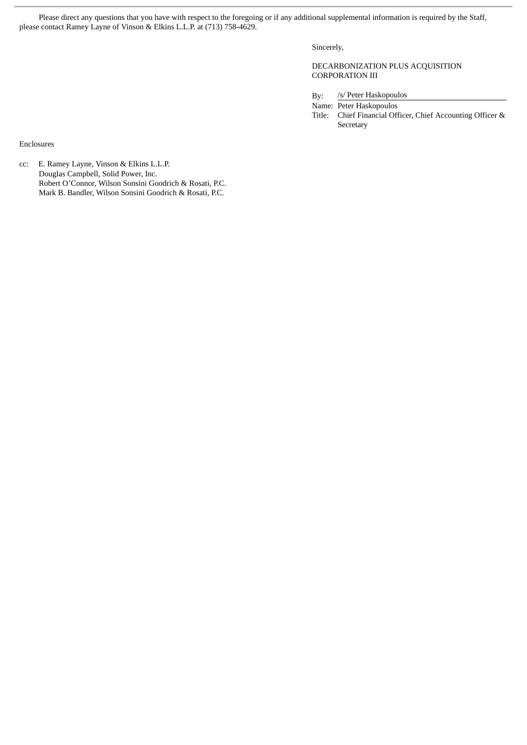Please direct any questions that you have with respect to the foregoing or if any additional supplemental information is required by the Staff, please contact Ramey Layne of Vinson & Elkins L.L.P. at (713) 758-4629.

Sincerely,

DECARBONIZATION PLUS ACQUISITION CORPORATION III

By: /s/ Peter Haskopoulos
Name: Peter Haskopoulos
Title: Chief Financial Officer, Chief Accounting Officer & Secretary

Enclosures

cc: E. Ramey Layne, Vinson & Elkins L.L.P.
Douglas Campbell, Solid Power, Inc.
Robert O'Connor, Wilson Sonsini Goodrich & Rosati, P.C.
Mark B. Bandler, Wilson Sonsini Goodrich & Rosati, P.C.